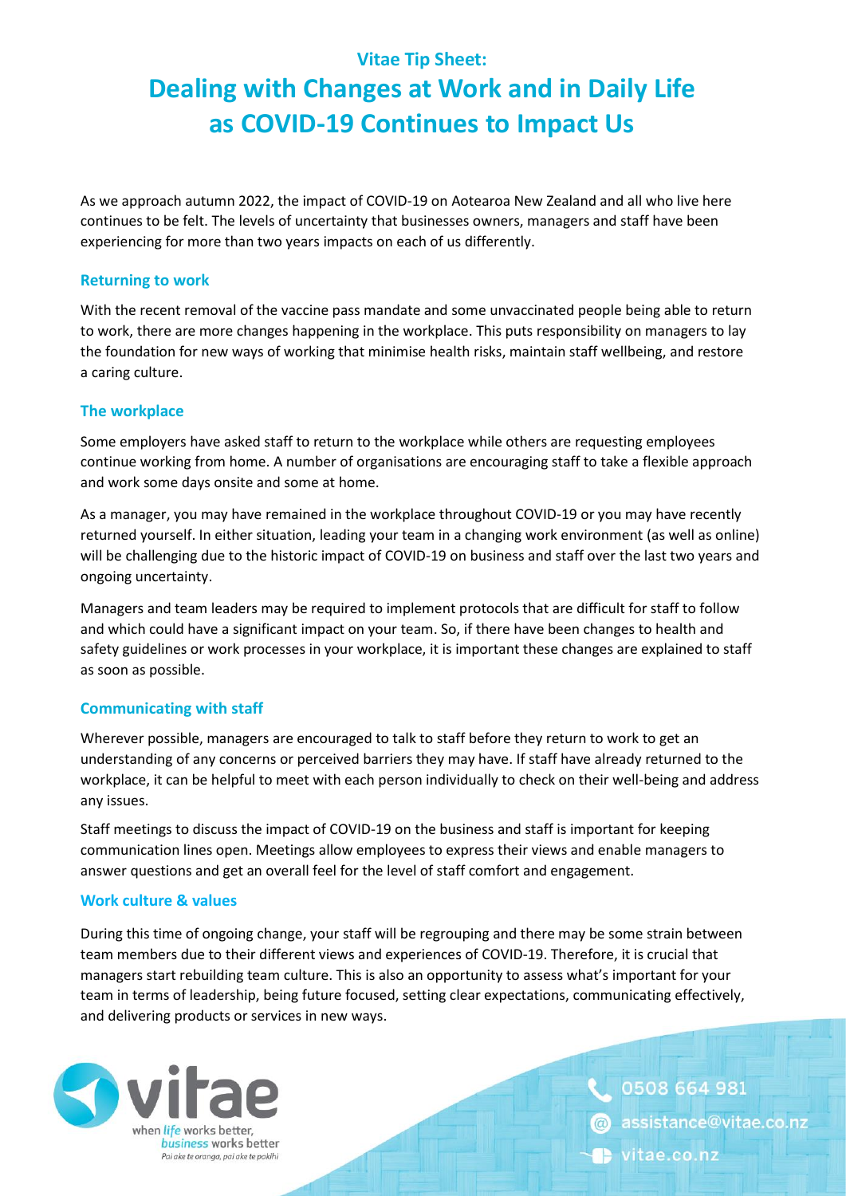**Vitae Tip Sheet:**

# Dealing with Changes at Work and in Daily Life as COVID-19 Continues to Impact Us

As we approach autumn 2022, the impact of COVID-19 on Aotearoa New Zealand and all who live here continues to be felt. The levels of uncertainty that businesses owners, managers and staff have been experiencing for more than two years impacts on each of us differently.

## Returning to work

With the recent removal of the vaccine pass mandate and some unvaccinated people being able to return to work, there are more changes happening in the workplace. This puts responsibility on managers to lay the foundation for new ways of working that minimise health risks, maintain staff wellbeing, and restore a caring culture.

## The workplace

Some employers have asked staff to return to the workplace while others are requesting employees continue working from home. A number of organisations are encouraging staff to take a flexible approach and work some days onsite and some at home.

As a manager, you may have remained in the workplace throughout COVID-19 or you may have recently returned yourself. In either situation, leading your team in a changing work environment (as well as online) will be challenging due to the historic impact of COVID-19 on business and staff over the last two years and ongoing uncertainty.

Managers and team leaders may be required to implement protocols that are difficult for staff to follow and which could have a significant impact on your team. So, if there have been changes to health and safety guidelines or work processes in your workplace, it is important these changes are explained to staff as soon as possible.

## Communicating with staff

Wherever possible, managers are encouraged to talk to staff before they return to work to get an understanding of any concerns or perceived barriers they may have. If staff have already returned to the workplace, it can be helpful to meet with each person individually to check on their well-being and address any issues.

Staff meetings to discuss the impact of COVID-19 on the business and staff is important for keeping communication lines open. Meetings allow employees to express their views and enable managers to answer questions and get an overall feel for the level of staff comfort and engagement.

## Work culture & values

During this time of ongoing change, your staff will be regrouping and there may be some strain between team members due to their different views and experiences of COVID-19. Therefore, it is crucial that managers start rebuilding team culture. This is also an opportunity to assess what's important for your team in terms of leadership, being future focused, setting clear expectations, communicating effectively, and delivering products or services in new ways.

vitae — when *life* works better, *business* works better — *Pai ake te oranga, pai ake te pakihi*

0508 664 981
assistance@vitae.co.nz
vitae.co.nz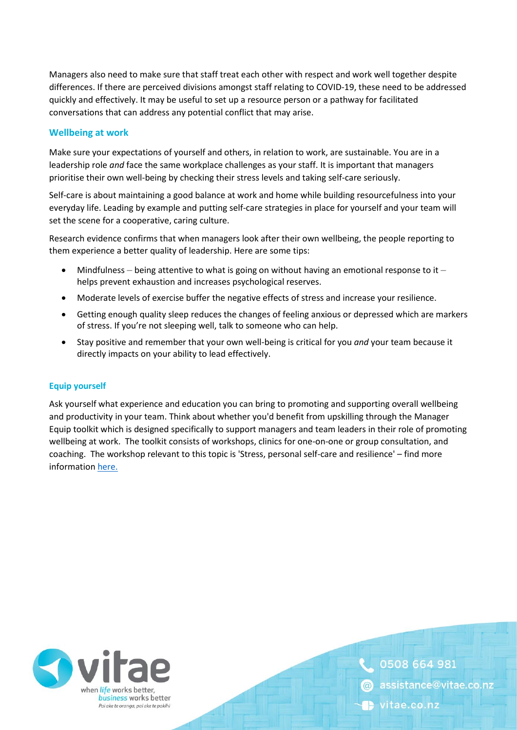Managers also need to make sure that staff treat each other with respect and work well together despite differences. If there are perceived divisions amongst staff relating to COVID-19, these need to be addressed quickly and effectively. It may be useful to set up a resource person or a pathway for facilitated conversations that can address any potential conflict that may arise.

## Wellbeing at work

Make sure your expectations of yourself and others, in relation to work, are sustainable. You are in a leadership role *and* face the same workplace challenges as your staff. It is important that managers prioritise their own well-being by checking their stress levels and taking self-care seriously.

Self-care is about maintaining a good balance at work and home while building resourcefulness into your everyday life. Leading by example and putting self-care strategies in place for yourself and your team will set the scene for a cooperative, caring culture.

Research evidence confirms that when managers look after their own wellbeing, the people reporting to them experience a better quality of leadership. Here are some tips:

- Mindfulness – being attentive to what is going on without having an emotional response to it – helps prevent exhaustion and increases psychological reserves.
- Moderate levels of exercise buffer the negative effects of stress and increase your resilience.
- Getting enough quality sleep reduces the changes of feeling anxious or depressed which are markers of stress. If you're not sleeping well, talk to someone who can help.
- Stay positive and remember that your own well-being is critical for you *and* your team because it directly impacts on your ability to lead effectively.

### Equip yourself

Ask yourself what experience and education you can bring to promoting and supporting overall wellbeing and productivity in your team. Think about whether you'd benefit from upskilling through the Manager Equip toolkit which is designed specifically to support managers and team leaders in their role of promoting wellbeing at work. The toolkit consists of workshops, clinics for one-on-one or group consultation, and coaching. The workshop relevant to this topic is 'Stress, personal self-care and resilience' – find more information [here.]()

vitae
when *life* works better, *business* works better
*Pai ake te oranga, pai ake te pakihi*

0508 664 981
assistance@vitae.co.nz
vitae.co.nz